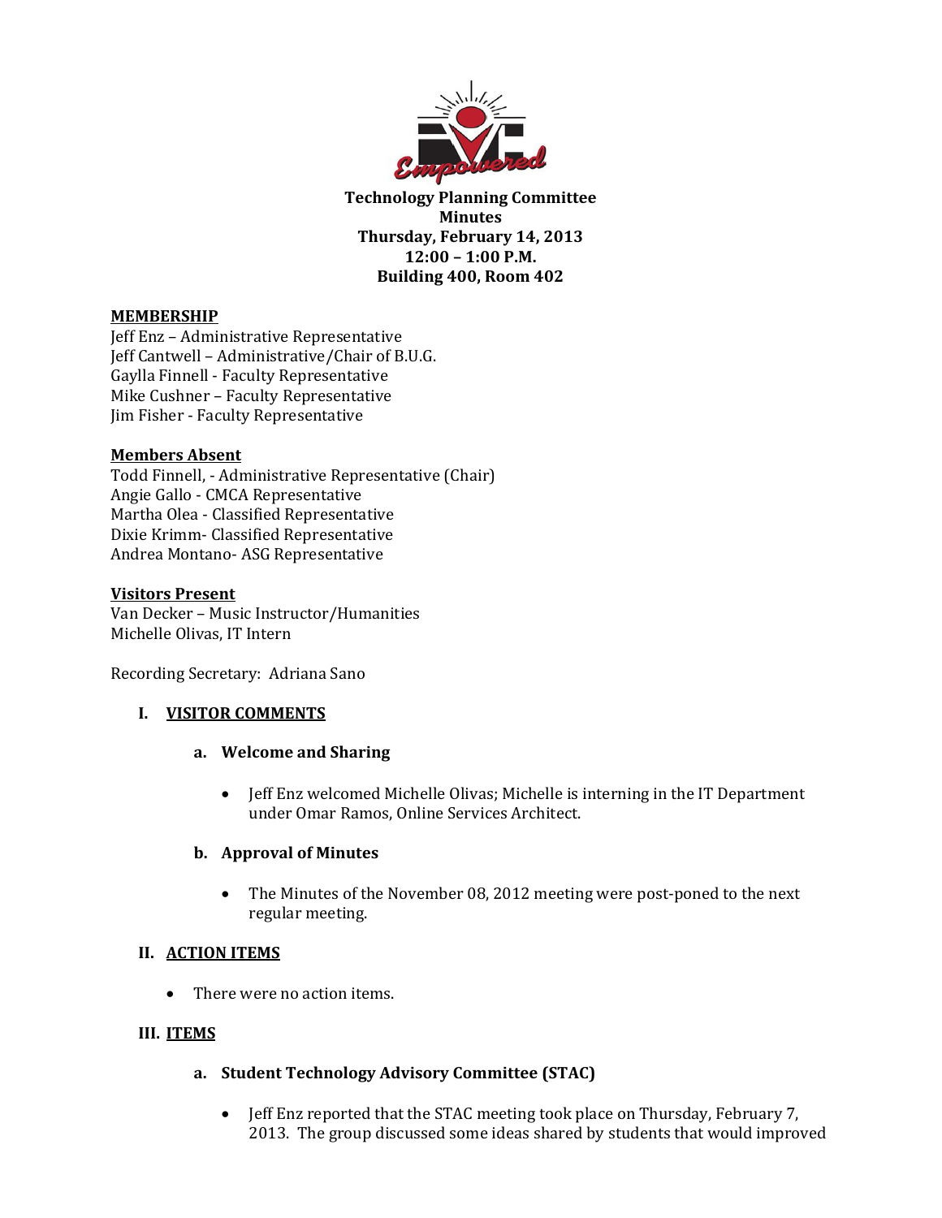**Technology Planning Committee**
**Minutes**
**Thursday, February 14, 2013**
**12:00 – 1:00 P.M.**
**Building 400, Room 402**

**MEMBERSHIP**

Jeff Enz – Administrative Representative
Jeff Cantwell – Administrative/Chair of B.U.G.
Gaylla Finnell - Faculty Representative
Mike Cushner – Faculty Representative
Jim Fisher - Faculty Representative

**Members Absent**

Todd Finnell, - Administrative Representative (Chair)
Angie Gallo - CMCA Representative
Martha Olea - Classified Representative
Dixie Krimm- Classified Representative
Andrea Montano- ASG Representative

**Visitors Present**

Van Decker – Music Instructor/Humanities
Michelle Olivas, IT Intern

Recording Secretary: Adriana Sano

## I. VISITOR COMMENTS

### a. Welcome and Sharing

- Jeff Enz welcomed Michelle Olivas; Michelle is interning in the IT Department under Omar Ramos, Online Services Architect.

### b. Approval of Minutes

- The Minutes of the November 08, 2012 meeting were post-poned to the next regular meeting.

## II. ACTION ITEMS

- There were no action items.

## III. ITEMS

### a. Student Technology Advisory Committee (STAC)

- Jeff Enz reported that the STAC meeting took place on Thursday, February 7, 2013. The group discussed some ideas shared by students that would improved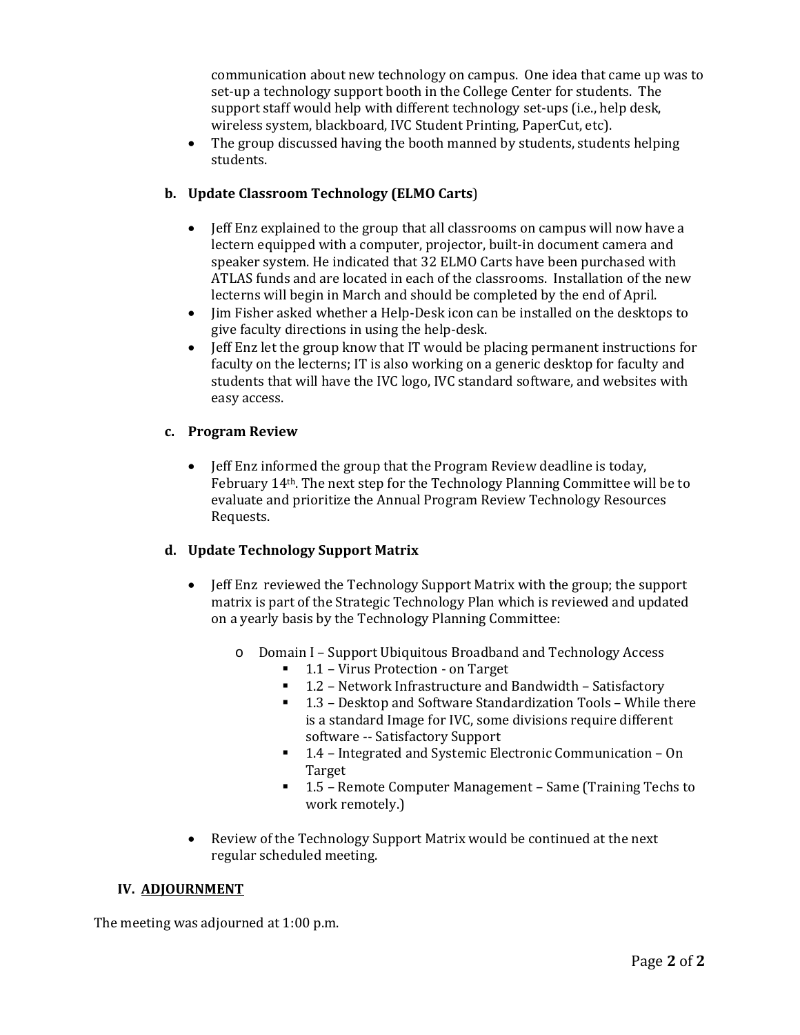communication about new technology on campus. One idea that came up was to set-up a technology support booth in the College Center for students. The support staff would help with different technology set-ups (i.e., help desk, wireless system, blackboard, IVC Student Printing, PaperCut, etc).

- The group discussed having the booth manned by students, students helping students.

**b. Update Classroom Technology (ELMO Carts**)

- Jeff Enz explained to the group that all classrooms on campus will now have a lectern equipped with a computer, projector, built-in document camera and speaker system. He indicated that 32 ELMO Carts have been purchased with ATLAS funds and are located in each of the classrooms. Installation of the new lecterns will begin in March and should be completed by the end of April.
- Jim Fisher asked whether a Help-Desk icon can be installed on the desktops to give faculty directions in using the help-desk.
- Jeff Enz let the group know that IT would be placing permanent instructions for faculty on the lecterns; IT is also working on a generic desktop for faculty and students that will have the IVC logo, IVC standard software, and websites with easy access.

**c. Program Review**

- Jeff Enz informed the group that the Program Review deadline is today, February 14th. The next step for the Technology Planning Committee will be to evaluate and prioritize the Annual Program Review Technology Resources Requests.

**d. Update Technology Support Matrix**

- Jeff Enz reviewed the Technology Support Matrix with the group; the support matrix is part of the Strategic Technology Plan which is reviewed and updated on a yearly basis by the Technology Planning Committee:
  - Domain I – Support Ubiquitous Broadband and Technology Access
    - 1.1 – Virus Protection - on Target
    - 1.2 – Network Infrastructure and Bandwidth – Satisfactory
    - 1.3 – Desktop and Software Standardization Tools – While there is a standard Image for IVC, some divisions require different software -- Satisfactory Support
    - 1.4 – Integrated and Systemic Electronic Communication – On Target
    - 1.5 – Remote Computer Management – Same (Training Techs to work remotely.)
- Review of the Technology Support Matrix would be continued at the next regular scheduled meeting.

## IV. ADJOURNMENT

The meeting was adjourned at 1:00 p.m.